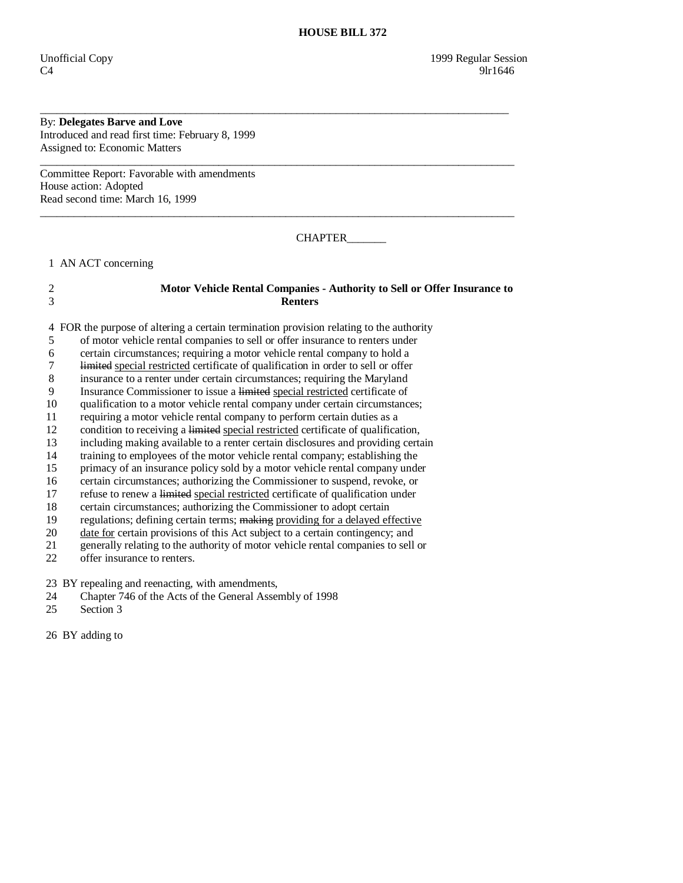# HOUSE BILL 372

Unofficial Copy 1999 Regular Session
C4 9lr1646

---

By: **Delegates Barve and Love**
Introduced and read first time: February 8, 1999
Assigned to: Economic Matters

---

Committee Report: Favorable with amendments
House action: Adopted
Read second time: March 16, 1999

---

CHAPTER_______

1 AN ACT concerning

2 **Motor Vehicle Rental Companies - Authority to Sell or Offer Insurance to**
3 **Renters**

4 FOR the purpose of altering a certain termination provision relating to the authority
5 of motor vehicle rental companies to sell or offer insurance to renters under
6 certain circumstances; requiring a motor vehicle rental company to hold a
7 ~~limited~~ special restricted certificate of qualification in order to sell or offer
8 insurance to a renter under certain circumstances; requiring the Maryland
9 Insurance Commissioner to issue a ~~limited~~ special restricted certificate of
10 qualification to a motor vehicle rental company under certain circumstances;
11 requiring a motor vehicle rental company to perform certain duties as a
12 condition to receiving a ~~limited~~ special restricted certificate of qualification,
13 including making available to a renter certain disclosures and providing certain
14 training to employees of the motor vehicle rental company; establishing the
15 primacy of an insurance policy sold by a motor vehicle rental company under
16 certain circumstances; authorizing the Commissioner to suspend, revoke, or
17 refuse to renew a ~~limited~~ special restricted certificate of qualification under
18 certain circumstances; authorizing the Commissioner to adopt certain
19 regulations; defining certain terms; ~~making~~ providing for a delayed effective
20 date for certain provisions of this Act subject to a certain contingency; and
21 generally relating to the authority of motor vehicle rental companies to sell or
22 offer insurance to renters.

23 BY repealing and reenacting, with amendments,
24 Chapter 746 of the Acts of the General Assembly of 1998
25 Section 3

26 BY adding to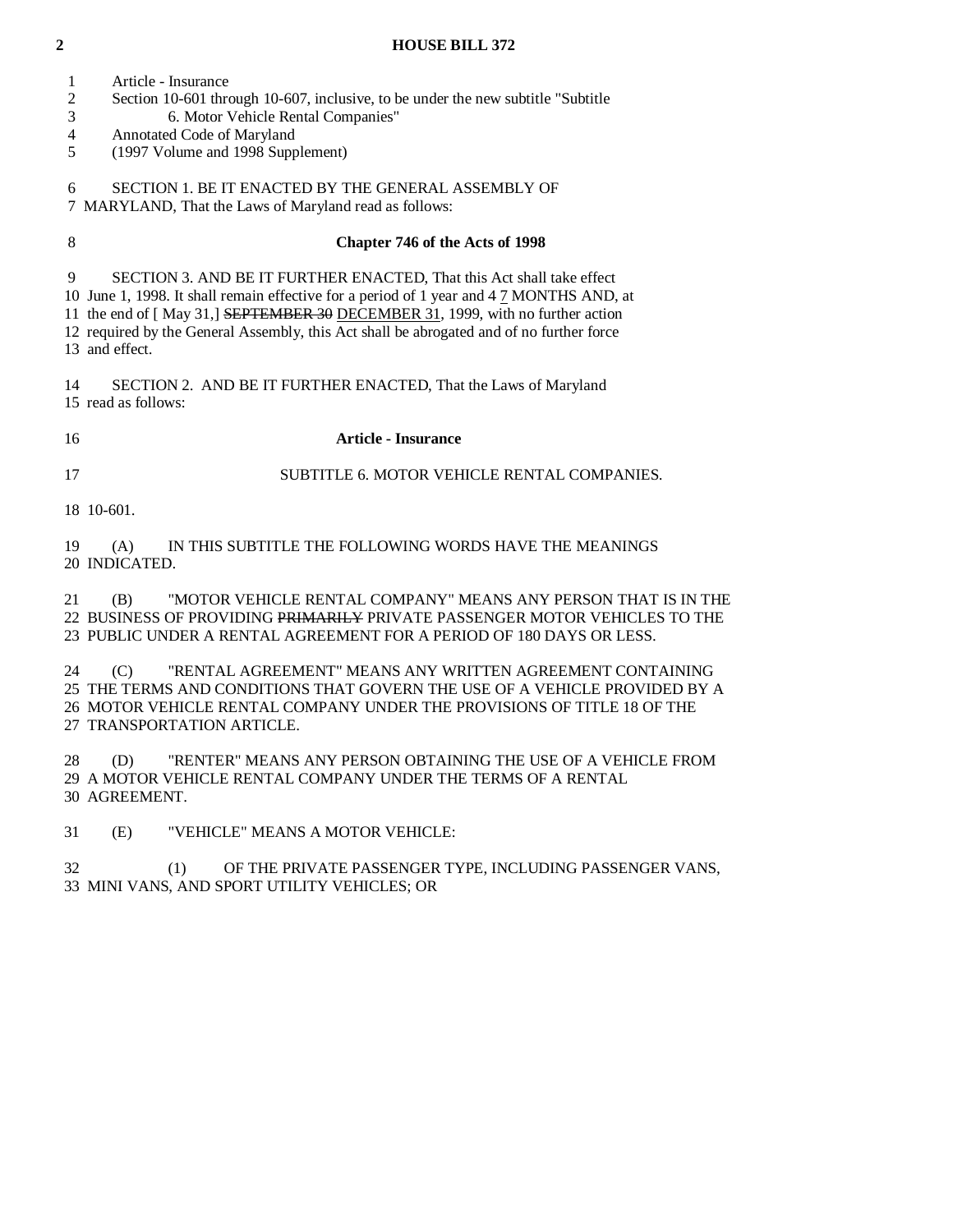Article - Insurance
Section 10-601 through 10-607, inclusive, to be under the new subtitle "Subtitle 6. Motor Vehicle Rental Companies"
Annotated Code of Maryland
(1997 Volume and 1998 Supplement)

SECTION 1. BE IT ENACTED BY THE GENERAL ASSEMBLY OF MARYLAND, That the Laws of Maryland read as follows:

**Chapter 746 of the Acts of 1998**

SECTION 3. AND BE IT FURTHER ENACTED, That this Act shall take effect June 1, 1998. It shall remain effective for a period of 1 year and 4 ~~7~~ MONTHS AND, at the end of [ May 31,] ~~SEPTEMBER 30~~ DECEMBER 31, 1999, with no further action required by the General Assembly, this Act shall be abrogated and of no further force and effect.

SECTION 2. AND BE IT FURTHER ENACTED, That the Laws of Maryland read as follows:

**Article - Insurance**

SUBTITLE 6. MOTOR VEHICLE RENTAL COMPANIES.

10-601.

(A) IN THIS SUBTITLE THE FOLLOWING WORDS HAVE THE MEANINGS INDICATED.

(B) "MOTOR VEHICLE RENTAL COMPANY" MEANS ANY PERSON THAT IS IN THE BUSINESS OF PROVIDING ~~PRIMARILY~~ PRIVATE PASSENGER MOTOR VEHICLES TO THE PUBLIC UNDER A RENTAL AGREEMENT FOR A PERIOD OF 180 DAYS OR LESS.

(C) "RENTAL AGREEMENT" MEANS ANY WRITTEN AGREEMENT CONTAINING THE TERMS AND CONDITIONS THAT GOVERN THE USE OF A VEHICLE PROVIDED BY A MOTOR VEHICLE RENTAL COMPANY UNDER THE PROVISIONS OF TITLE 18 OF THE TRANSPORTATION ARTICLE.

(D) "RENTER" MEANS ANY PERSON OBTAINING THE USE OF A VEHICLE FROM A MOTOR VEHICLE RENTAL COMPANY UNDER THE TERMS OF A RENTAL AGREEMENT.

(E) "VEHICLE" MEANS A MOTOR VEHICLE:

(1) OF THE PRIVATE PASSENGER TYPE, INCLUDING PASSENGER VANS, MINI VANS, AND SPORT UTILITY VEHICLES; OR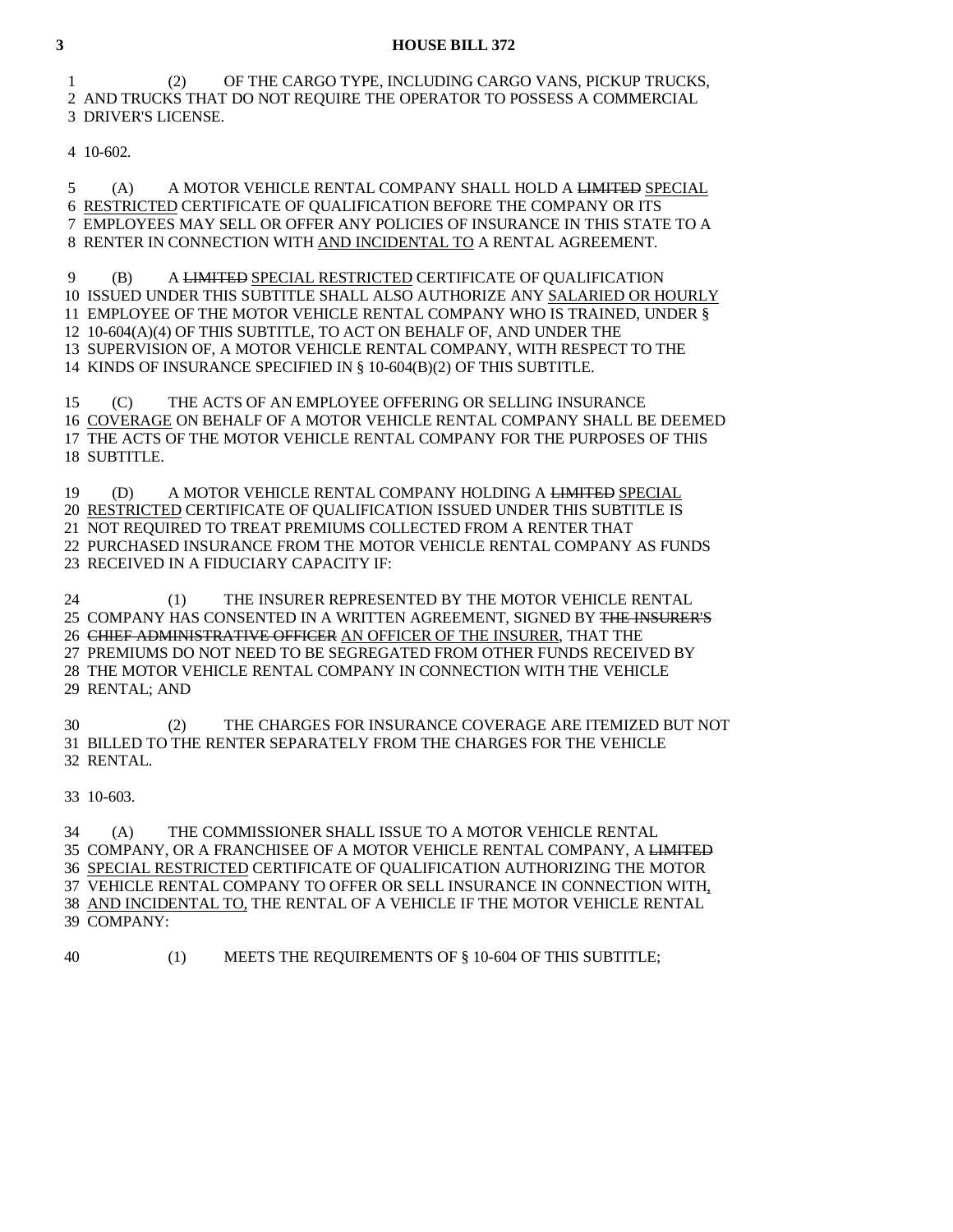(2) OF THE CARGO TYPE, INCLUDING CARGO VANS, PICKUP TRUCKS, AND TRUCKS THAT DO NOT REQUIRE THE OPERATOR TO POSSESS A COMMERCIAL DRIVER'S LICENSE.

10-602.

(A) A MOTOR VEHICLE RENTAL COMPANY SHALL HOLD A ~~LIMITED~~ SPECIAL RESTRICTED CERTIFICATE OF QUALIFICATION BEFORE THE COMPANY OR ITS EMPLOYEES MAY SELL OR OFFER ANY POLICIES OF INSURANCE IN THIS STATE TO A RENTER IN CONNECTION WITH AND INCIDENTAL TO A RENTAL AGREEMENT.

(B) A ~~LIMITED~~ SPECIAL RESTRICTED CERTIFICATE OF QUALIFICATION ISSUED UNDER THIS SUBTITLE SHALL ALSO AUTHORIZE ANY SALARIED OR HOURLY EMPLOYEE OF THE MOTOR VEHICLE RENTAL COMPANY WHO IS TRAINED, UNDER § 10-604(A)(4) OF THIS SUBTITLE, TO ACT ON BEHALF OF, AND UNDER THE SUPERVISION OF, A MOTOR VEHICLE RENTAL COMPANY, WITH RESPECT TO THE KINDS OF INSURANCE SPECIFIED IN § 10-604(B)(2) OF THIS SUBTITLE.

(C) THE ACTS OF AN EMPLOYEE OFFERING OR SELLING INSURANCE COVERAGE ON BEHALF OF A MOTOR VEHICLE RENTAL COMPANY SHALL BE DEEMED THE ACTS OF THE MOTOR VEHICLE RENTAL COMPANY FOR THE PURPOSES OF THIS SUBTITLE.

(D) A MOTOR VEHICLE RENTAL COMPANY HOLDING A ~~LIMITED~~ SPECIAL RESTRICTED CERTIFICATE OF QUALIFICATION ISSUED UNDER THIS SUBTITLE IS NOT REQUIRED TO TREAT PREMIUMS COLLECTED FROM A RENTER THAT PURCHASED INSURANCE FROM THE MOTOR VEHICLE RENTAL COMPANY AS FUNDS RECEIVED IN A FIDUCIARY CAPACITY IF:

(1) THE INSURER REPRESENTED BY THE MOTOR VEHICLE RENTAL COMPANY HAS CONSENTED IN A WRITTEN AGREEMENT, SIGNED BY ~~THE INSURER'S CHIEF ADMINISTRATIVE OFFICER~~ AN OFFICER OF THE INSURER, THAT THE PREMIUMS DO NOT NEED TO BE SEGREGATED FROM OTHER FUNDS RECEIVED BY THE MOTOR VEHICLE RENTAL COMPANY IN CONNECTION WITH THE VEHICLE RENTAL; AND

(2) THE CHARGES FOR INSURANCE COVERAGE ARE ITEMIZED BUT NOT BILLED TO THE RENTER SEPARATELY FROM THE CHARGES FOR THE VEHICLE RENTAL.

10-603.

(A) THE COMMISSIONER SHALL ISSUE TO A MOTOR VEHICLE RENTAL COMPANY, OR A FRANCHISEE OF A MOTOR VEHICLE RENTAL COMPANY, A ~~LIMITED~~ SPECIAL RESTRICTED CERTIFICATE OF QUALIFICATION AUTHORIZING THE MOTOR VEHICLE RENTAL COMPANY TO OFFER OR SELL INSURANCE IN CONNECTION WITH, AND INCIDENTAL TO, THE RENTAL OF A VEHICLE IF THE MOTOR VEHICLE RENTAL COMPANY:

(1) MEETS THE REQUIREMENTS OF § 10-604 OF THIS SUBTITLE;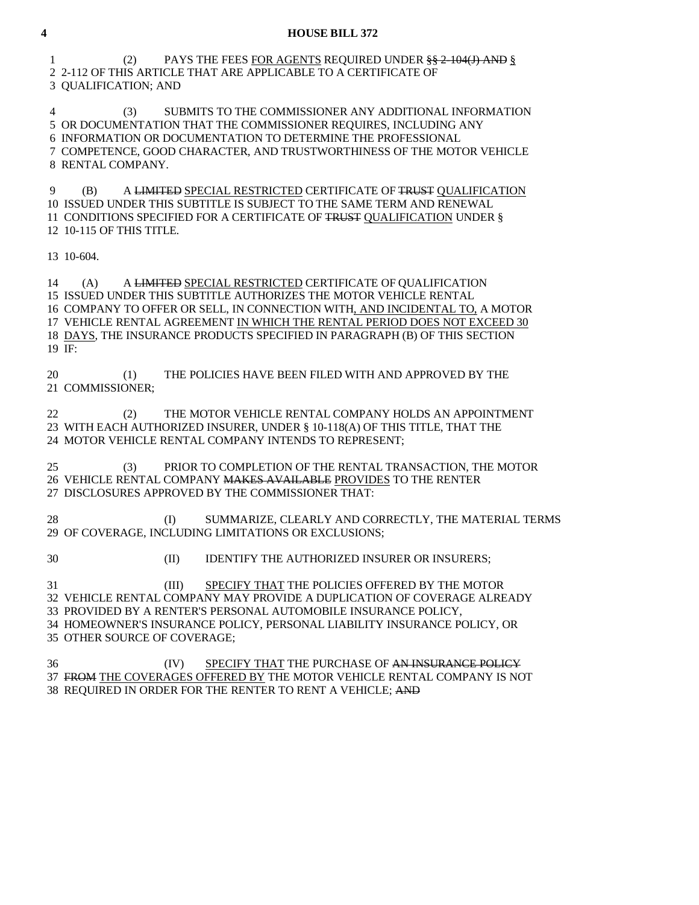(2) PAYS THE FEES <u>FOR AGENTS</u> REQUIRED UNDER ~~§§ 2-104(J) AND~~ <u>§</u> 2-112 OF THIS ARTICLE THAT ARE APPLICABLE TO A CERTIFICATE OF QUALIFICATION; AND

(3) SUBMITS TO THE COMMISSIONER ANY ADDITIONAL INFORMATION OR DOCUMENTATION THAT THE COMMISSIONER REQUIRES, INCLUDING ANY INFORMATION OR DOCUMENTATION TO DETERMINE THE PROFESSIONAL COMPETENCE, GOOD CHARACTER, AND TRUSTWORTHINESS OF THE MOTOR VEHICLE RENTAL COMPANY.

(B) A ~~LIMITED~~ <u>SPECIAL RESTRICTED</u> CERTIFICATE OF ~~TRUST~~ <u>QUALIFICATION</u> ISSUED UNDER THIS SUBTITLE IS SUBJECT TO THE SAME TERM AND RENEWAL CONDITIONS SPECIFIED FOR A CERTIFICATE OF ~~TRUST~~ <u>QUALIFICATION</u> UNDER § 10-115 OF THIS TITLE.

10-604.

(A) A ~~LIMITED~~ <u>SPECIAL RESTRICTED</u> CERTIFICATE OF QUALIFICATION ISSUED UNDER THIS SUBTITLE AUTHORIZES THE MOTOR VEHICLE RENTAL COMPANY TO OFFER OR SELL, IN CONNECTION WITH<u>, AND INCIDENTAL TO,</u> A MOTOR VEHICLE RENTAL AGREEMENT <u>IN WHICH THE RENTAL PERIOD DOES NOT EXCEED 30 DAYS</u>, THE INSURANCE PRODUCTS SPECIFIED IN PARAGRAPH (B) OF THIS SECTION IF:

(1) THE POLICIES HAVE BEEN FILED WITH AND APPROVED BY THE COMMISSIONER;

(2) THE MOTOR VEHICLE RENTAL COMPANY HOLDS AN APPOINTMENT WITH EACH AUTHORIZED INSURER, UNDER § 10-118(A) OF THIS TITLE, THAT THE MOTOR VEHICLE RENTAL COMPANY INTENDS TO REPRESENT;

(3) PRIOR TO COMPLETION OF THE RENTAL TRANSACTION, THE MOTOR VEHICLE RENTAL COMPANY ~~MAKES AVAILABLE~~ <u>PROVIDES</u> TO THE RENTER DISCLOSURES APPROVED BY THE COMMISSIONER THAT:

(I) SUMMARIZE, CLEARLY AND CORRECTLY, THE MATERIAL TERMS OF COVERAGE, INCLUDING LIMITATIONS OR EXCLUSIONS;

(II) IDENTIFY THE AUTHORIZED INSURER OR INSURERS;

(III) <u>SPECIFY THAT</u> THE POLICIES OFFERED BY THE MOTOR VEHICLE RENTAL COMPANY MAY PROVIDE A DUPLICATION OF COVERAGE ALREADY PROVIDED BY A RENTER'S PERSONAL AUTOMOBILE INSURANCE POLICY, HOMEOWNER'S INSURANCE POLICY, PERSONAL LIABILITY INSURANCE POLICY, OR OTHER SOURCE OF COVERAGE;

(IV) <u>SPECIFY THAT</u> THE PURCHASE OF ~~AN INSURANCE POLICY FROM~~ <u>THE COVERAGES OFFERED BY</u> THE MOTOR VEHICLE RENTAL COMPANY IS NOT REQUIRED IN ORDER FOR THE RENTER TO RENT A VEHICLE; ~~AND~~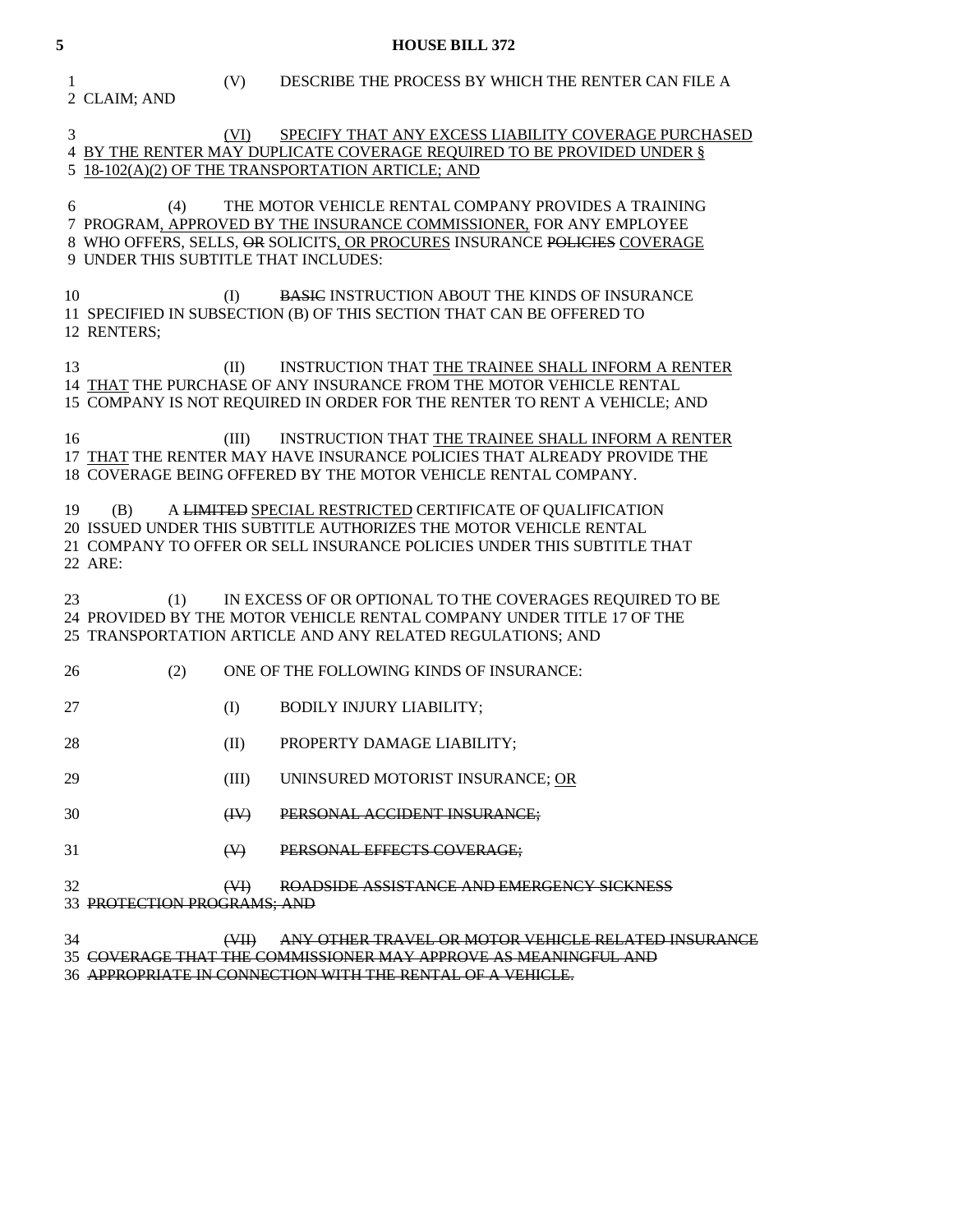(V) DESCRIBE THE PROCESS BY WHICH THE RENTER CAN FILE A CLAIM; AND

<u>(VI) SPECIFY THAT ANY EXCESS LIABILITY COVERAGE PURCHASED BY THE RENTER MAY DUPLICATE COVERAGE REQUIRED TO BE PROVIDED UNDER § 18-102(A)(2) OF THE TRANSPORTATION ARTICLE; AND</u>

(4) THE MOTOR VEHICLE RENTAL COMPANY PROVIDES A TRAINING PROGRAM<u>, APPROVED BY THE INSURANCE COMMISSIONER,</u> FOR ANY EMPLOYEE WHO OFFERS, SELLS, ~~OR~~ SOLICITS<u>, OR PROCURES</u> INSURANCE ~~POLICIES~~ <u>COVERAGE</u> UNDER THIS SUBTITLE THAT INCLUDES:

(I) ~~BASIC~~ INSTRUCTION ABOUT THE KINDS OF INSURANCE SPECIFIED IN SUBSECTION (B) OF THIS SECTION THAT CAN BE OFFERED TO RENTERS;

(II) INSTRUCTION THAT <u>THE TRAINEE SHALL INFORM A RENTER THAT</u> THE PURCHASE OF ANY INSURANCE FROM THE MOTOR VEHICLE RENTAL COMPANY IS NOT REQUIRED IN ORDER FOR THE RENTER TO RENT A VEHICLE; AND

(III) INSTRUCTION THAT <u>THE TRAINEE SHALL INFORM A RENTER THAT</u> THE RENTER MAY HAVE INSURANCE POLICIES THAT ALREADY PROVIDE THE COVERAGE BEING OFFERED BY THE MOTOR VEHICLE RENTAL COMPANY.

(B) A ~~LIMITED~~ <u>SPECIAL RESTRICTED</u> CERTIFICATE OF QUALIFICATION ISSUED UNDER THIS SUBTITLE AUTHORIZES THE MOTOR VEHICLE RENTAL COMPANY TO OFFER OR SELL INSURANCE POLICIES UNDER THIS SUBTITLE THAT ARE:

(1) IN EXCESS OF OR OPTIONAL TO THE COVERAGES REQUIRED TO BE PROVIDED BY THE MOTOR VEHICLE RENTAL COMPANY UNDER TITLE 17 OF THE TRANSPORTATION ARTICLE AND ANY RELATED REGULATIONS; AND

(2) ONE OF THE FOLLOWING KINDS OF INSURANCE:

(I) BODILY INJURY LIABILITY;

(II) PROPERTY DAMAGE LIABILITY;

(III) UNINSURED MOTORIST INSURANCE; <u>OR</u>

~~(IV) PERSONAL ACCIDENT INSURANCE;~~

~~(V) PERSONAL EFFECTS COVERAGE;~~

~~(VI) ROADSIDE ASSISTANCE AND EMERGENCY SICKNESS PROTECTION PROGRAMS; AND~~

~~(VII) ANY OTHER TRAVEL OR MOTOR VEHICLE RELATED INSURANCE COVERAGE THAT THE COMMISSIONER MAY APPROVE AS MEANINGFUL AND APPROPRIATE IN CONNECTION WITH THE RENTAL OF A VEHICLE.~~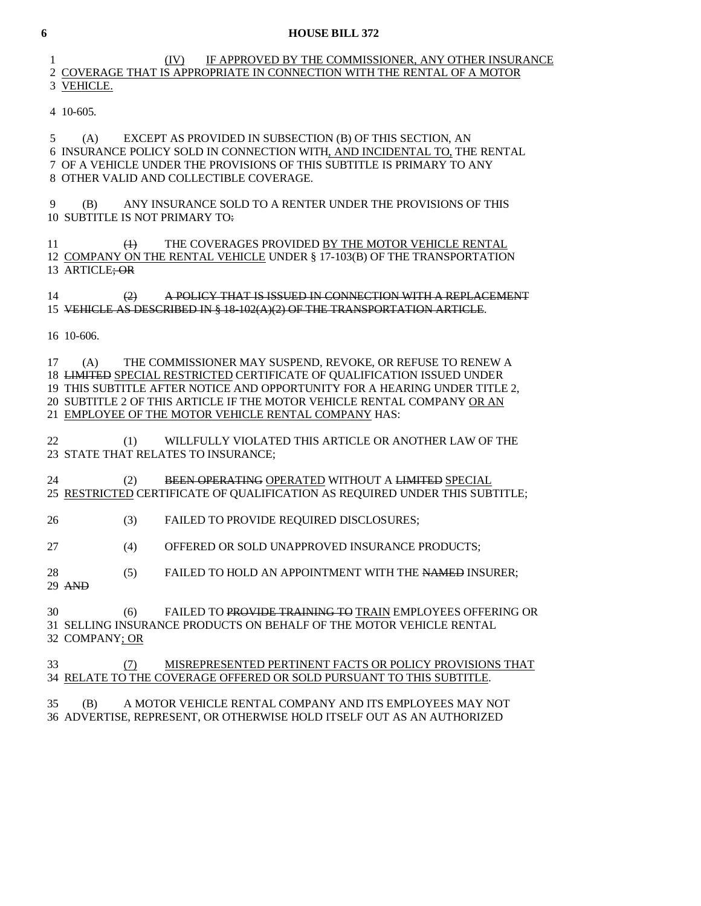(IV) IF APPROVED BY THE COMMISSIONER, ANY OTHER INSURANCE COVERAGE THAT IS APPROPRIATE IN CONNECTION WITH THE RENTAL OF A MOTOR VEHICLE.

10-605.

(A) EXCEPT AS PROVIDED IN SUBSECTION (B) OF THIS SECTION, AN INSURANCE POLICY SOLD IN CONNECTION WITH, AND INCIDENTAL TO, THE RENTAL OF A VEHICLE UNDER THE PROVISIONS OF THIS SUBTITLE IS PRIMARY TO ANY OTHER VALID AND COLLECTIBLE COVERAGE.

(B) ANY INSURANCE SOLD TO A RENTER UNDER THE PROVISIONS OF THIS SUBTITLE IS NOT PRIMARY TO~~:~~

~~(1)~~ THE COVERAGES PROVIDED BY THE MOTOR VEHICLE RENTAL COMPANY ON THE RENTAL VEHICLE UNDER § 17-103(B) OF THE TRANSPORTATION ARTICLE~~; OR~~

~~(2) A POLICY THAT IS ISSUED IN CONNECTION WITH A REPLACEMENT VEHICLE AS DESCRIBED IN § 18-102(A)(2) OF THE TRANSPORTATION ARTICLE~~.

10-606.

(A) THE COMMISSIONER MAY SUSPEND, REVOKE, OR REFUSE TO RENEW A ~~LIMITED~~ SPECIAL RESTRICTED CERTIFICATE OF QUALIFICATION ISSUED UNDER THIS SUBTITLE AFTER NOTICE AND OPPORTUNITY FOR A HEARING UNDER TITLE 2, SUBTITLE 2 OF THIS ARTICLE IF THE MOTOR VEHICLE RENTAL COMPANY OR AN EMPLOYEE OF THE MOTOR VEHICLE RENTAL COMPANY HAS:

(1) WILLFULLY VIOLATED THIS ARTICLE OR ANOTHER LAW OF THE STATE THAT RELATES TO INSURANCE;

(2) ~~BEEN OPERATING~~ OPERATED WITHOUT A ~~LIMITED~~ SPECIAL RESTRICTED CERTIFICATE OF QUALIFICATION AS REQUIRED UNDER THIS SUBTITLE;

(3) FAILED TO PROVIDE REQUIRED DISCLOSURES;

(4) OFFERED OR SOLD UNAPPROVED INSURANCE PRODUCTS;

(5) FAILED TO HOLD AN APPOINTMENT WITH THE ~~NAMED~~ INSURER; ~~AND~~

(6) FAILED TO ~~PROVIDE TRAINING TO~~ TRAIN EMPLOYEES OFFERING OR SELLING INSURANCE PRODUCTS ON BEHALF OF THE MOTOR VEHICLE RENTAL COMPANY; OR

(7) MISREPRESENTED PERTINENT FACTS OR POLICY PROVISIONS THAT RELATE TO THE COVERAGE OFFERED OR SOLD PURSUANT TO THIS SUBTITLE.

(B) A MOTOR VEHICLE RENTAL COMPANY AND ITS EMPLOYEES MAY NOT ADVERTISE, REPRESENT, OR OTHERWISE HOLD ITSELF OUT AS AN AUTHORIZED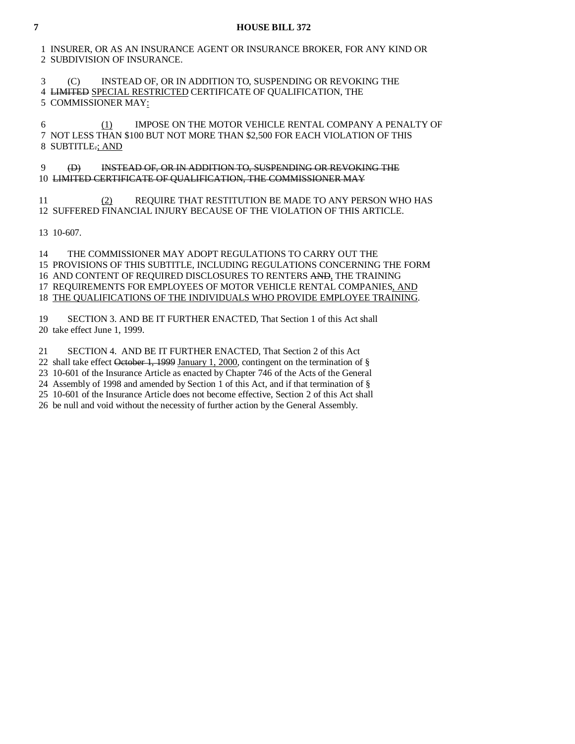INSURER, OR AS AN INSURANCE AGENT OR INSURANCE BROKER, FOR ANY KIND OR SUBDIVISION OF INSURANCE.

(C) INSTEAD OF, OR IN ADDITION TO, SUSPENDING OR REVOKING THE ~~LIMITED~~ SPECIAL RESTRICTED CERTIFICATE OF QUALIFICATION, THE COMMISSIONER MAY:

(1) IMPOSE ON THE MOTOR VEHICLE RENTAL COMPANY A PENALTY OF NOT LESS THAN $100 BUT NOT MORE THAN $2,500 FOR EACH VIOLATION OF THIS SUBTITLE~~.~~; AND

~~(D) INSTEAD OF, OR IN ADDITION TO, SUSPENDING OR REVOKING THE LIMITED CERTIFICATE OF QUALIFICATION, THE COMMISSIONER MAY~~

(2) REQUIRE THAT RESTITUTION BE MADE TO ANY PERSON WHO HAS SUFFERED FINANCIAL INJURY BECAUSE OF THE VIOLATION OF THIS ARTICLE.

10-607.

THE COMMISSIONER MAY ADOPT REGULATIONS TO CARRY OUT THE PROVISIONS OF THIS SUBTITLE, INCLUDING REGULATIONS CONCERNING THE FORM AND CONTENT OF REQUIRED DISCLOSURES TO RENTERS ~~AND~~, THE TRAINING REQUIREMENTS FOR EMPLOYEES OF MOTOR VEHICLE RENTAL COMPANIES, AND THE QUALIFICATIONS OF THE INDIVIDUALS WHO PROVIDE EMPLOYEE TRAINING.

SECTION 3. AND BE IT FURTHER ENACTED, That Section 1 of this Act shall take effect June 1, 1999.

SECTION 4. AND BE IT FURTHER ENACTED, That Section 2 of this Act shall take effect ~~October 1, 1999~~ January 1, 2000, contingent on the termination of § 10-601 of the Insurance Article as enacted by Chapter 746 of the Acts of the General Assembly of 1998 and amended by Section 1 of this Act, and if that termination of § 10-601 of the Insurance Article does not become effective, Section 2 of this Act shall be null and void without the necessity of further action by the General Assembly.